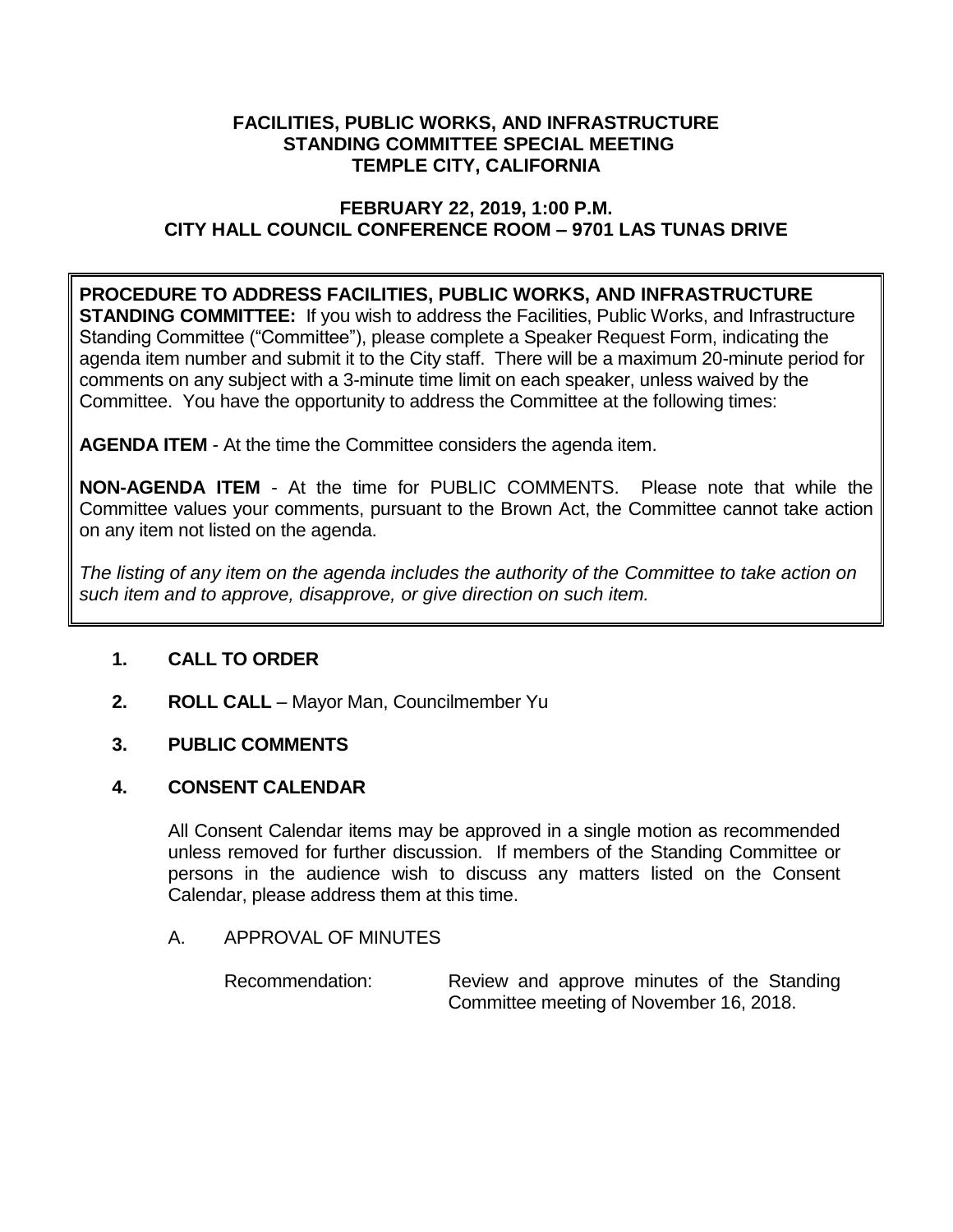# FACILITIES, PUBLIC WORKS, AND INFRASTRUCTURE STANDING COMMITTEE SPECIAL MEETING
# TEMPLE CITY, CALIFORNIA

## FEBRUARY 22, 2019, 1:00 P.M.
## CITY HALL COUNCIL CONFERENCE ROOM – 9701 LAS TUNAS DRIVE

**PROCEDURE TO ADDRESS FACILITIES, PUBLIC WORKS, AND INFRASTRUCTURE STANDING COMMITTEE:** If you wish to address the Facilities, Public Works, and Infrastructure Standing Committee ("Committee"), please complete a Speaker Request Form, indicating the agenda item number and submit it to the City staff. There will be a maximum 20-minute period for comments on any subject with a 3-minute time limit on each speaker, unless waived by the Committee. You have the opportunity to address the Committee at the following times:

**AGENDA ITEM** - At the time the Committee considers the agenda item.

**NON-AGENDA ITEM** - At the time for PUBLIC COMMENTS. Please note that while the Committee values your comments, pursuant to the Brown Act, the Committee cannot take action on any item not listed on the agenda.

*The listing of any item on the agenda includes the authority of the Committee to take action on such item and to approve, disapprove, or give direction on such item.*

**1. CALL TO ORDER**

**2. ROLL CALL** – Mayor Man, Councilmember Yu

**3. PUBLIC COMMENTS**

**4. CONSENT CALENDAR**

All Consent Calendar items may be approved in a single motion as recommended unless removed for further discussion. If members of the Standing Committee or persons in the audience wish to discuss any matters listed on the Consent Calendar, please address them at this time.

A. APPROVAL OF MINUTES

Recommendation: Review and approve minutes of the Standing Committee meeting of November 16, 2018.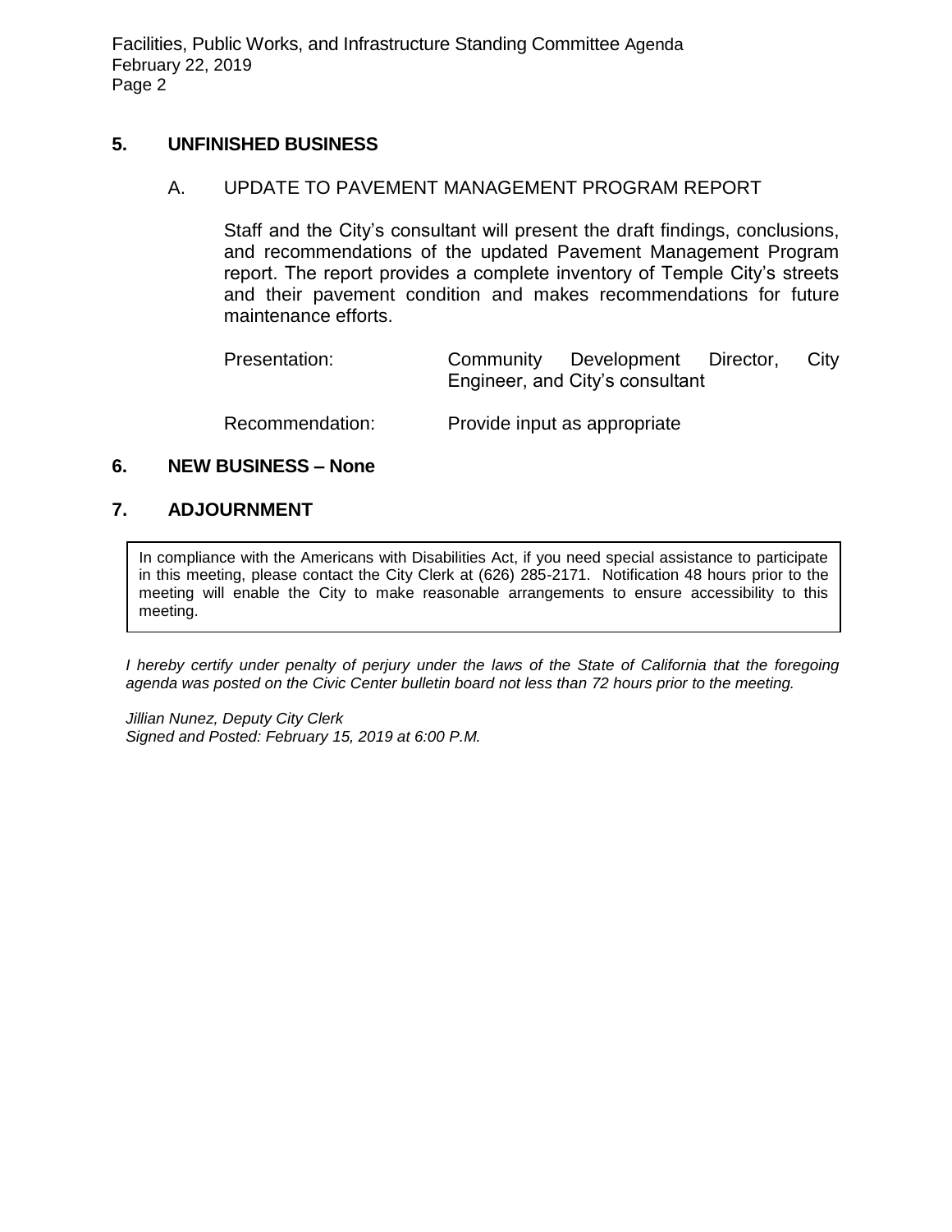## 5. UNFINISHED BUSINESS

### A. UPDATE TO PAVEMENT MANAGEMENT PROGRAM REPORT

Staff and the City's consultant will present the draft findings, conclusions, and recommendations of the updated Pavement Management Program report. The report provides a complete inventory of Temple City's streets and their pavement condition and makes recommendations for future maintenance efforts.

Presentation: Community Development Director, City Engineer, and City's consultant

Recommendation: Provide input as appropriate

## 6. NEW BUSINESS – None

## 7. ADJOURNMENT

In compliance with the Americans with Disabilities Act, if you need special assistance to participate in this meeting, please contact the City Clerk at (626) 285-2171. Notification 48 hours prior to the meeting will enable the City to make reasonable arrangements to ensure accessibility to this meeting.

*I hereby certify under penalty of perjury under the laws of the State of California that the foregoing agenda was posted on the Civic Center bulletin board not less than 72 hours prior to the meeting.*

*Jillian Nunez, Deputy City Clerk*
*Signed and Posted: February 15, 2019 at 6:00 P.M.*